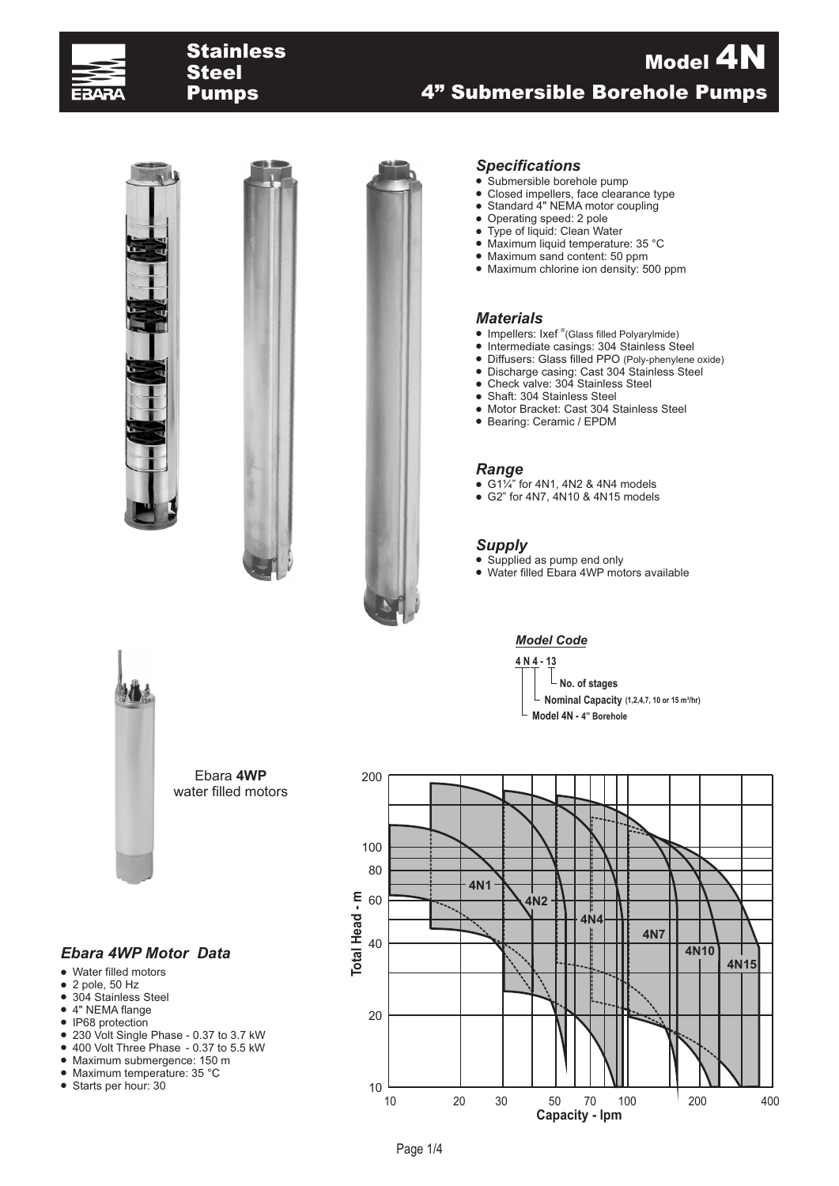# Stainless Steel Pumps

# Model 4N
## 4" Submersible Borehole Pumps

### Specifications

- Submersible borehole pump
- Closed impellers, face clearance type
- Standard 4" NEMA motor coupling
- Operating speed: 2 pole
- Type of liquid: Clean Water
- Maximum liquid temperature: 35 °C
- Maximum sand content: 50 ppm
- Maximum chlorine ion density: 500 ppm

### Materials

- Impellers: Ixef ®(Glass filled Polyarylmide)
- Intermediate casings: 304 Stainless Steel
- Diffusers: Glass filled PPO (Poly-phenylene oxide)
- Discharge casing: Cast 304 Stainless Steel
- Check valve: 304 Stainless Steel
- Shaft: 304 Stainless Steel
- Motor Bracket: Cast 304 Stainless Steel
- Bearing: Ceramic / EPDM

### Range

- G1¼" for 4N1, 4N2 & 4N4 models
- G2" for 4N7, 4N10 & 4N15 models

### Supply

- Supplied as pump end only
- Water filled Ebara 4WP motors available

#### Model Code

**4 N 4 - 13**

- No. of stages
- Nominal Capacity (1,2,4,7, 10 or 15 m³/hr)
- Model 4N - 4" Borehole

Ebara **4WP** water filled motors

### Ebara 4WP Motor Data

- Water filled motors
- 2 pole, 50 Hz
- 304 Stainless Steel
- 4" NEMA flange
- IP68 protection
- 230 Volt Single Phase - 0.37 to 3.7 kW
- 400 Volt Three Phase - 0.37 to 5.5 kW
- Maximum submergence: 150 m
- Maximum temperature: 35 °C
- Starts per hour: 30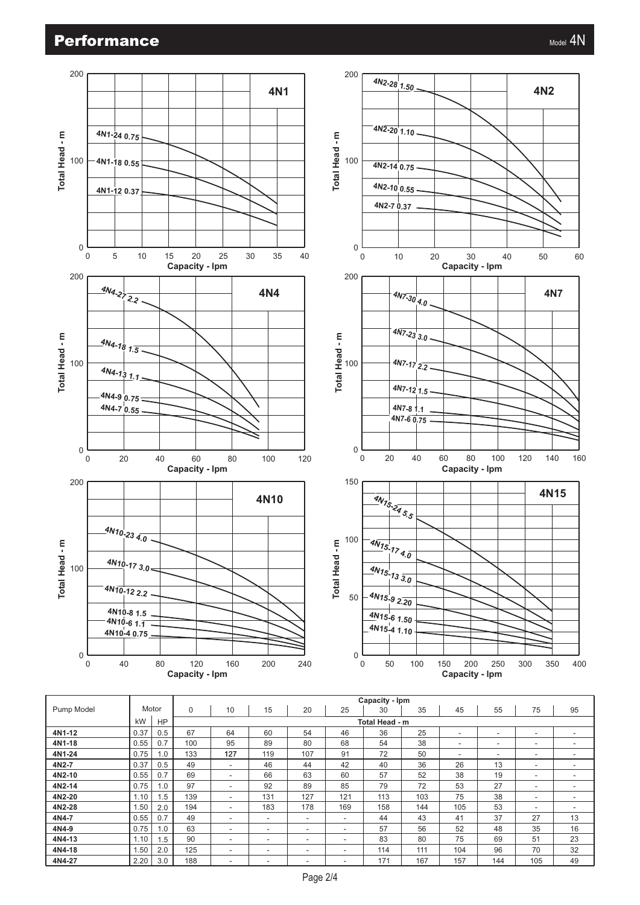# Performance

Model 4N

| Pump Model | Motor | | Capacity - lpm | | | | | | | | | | |
|---|---|---|---|---|---|---|---|---|---|---|---|---|---|
| | | | 0 | 10 | 15 | 20 | 25 | 30 | 35 | 45 | 55 | 75 | 95 |
| | kW | HP | Total Head - m | | | | | | | | | | |
| **4N1-12** | 0.37 | 0.5 | 67 | 64 | 60 | 54 | 46 | 36 | 25 | - | - | - | - |
| **4N1-18** | 0.55 | 0.7 | 100 | 95 | 89 | 80 | 68 | 54 | 38 | - | - | - | - |
| **4N1-24** | 0.75 | 1.0 | 133 | **127** | 119 | 107 | 91 | 72 | 50 | - | - | - | - |
| **4N2-7** | 0.37 | 0.5 | 49 | - | 46 | 44 | 42 | 40 | 36 | 26 | 13 | - | - |
| **4N2-10** | 0.55 | 0.7 | 69 | - | 66 | 63 | 60 | 57 | 52 | 38 | 19 | - | - |
| **4N2-14** | 0.75 | 1.0 | 97 | - | 92 | 89 | 85 | 79 | 72 | 53 | 27 | - | - |
| **4N2-20** | 1.10 | 1.5 | 139 | - | 131 | 127 | 121 | 113 | 103 | 75 | 38 | - | - |
| **4N2-28** | 1.50 | 2.0 | 194 | - | 183 | 178 | 169 | 158 | 144 | 105 | 53 | - | - |
| **4N4-7** | 0.55 | 0.7 | 49 | - | - | - | - | 44 | 43 | 41 | 37 | 27 | 13 |
| **4N4-9** | 0.75 | 1.0 | 63 | - | - | - | - | 57 | 56 | 52 | 48 | 35 | 16 |
| **4N4-13** | 1.10 | 1.5 | 90 | - | - | - | - | 83 | 80 | 75 | 69 | 51 | 23 |
| **4N4-18** | 1.50 | 2.0 | 125 | - | - | - | - | 114 | 111 | 104 | 96 | 70 | 32 |
| **4N4-27** | 2.20 | 3.0 | 188 | - | - | - | - | 171 | 167 | 157 | 144 | 105 | 49 |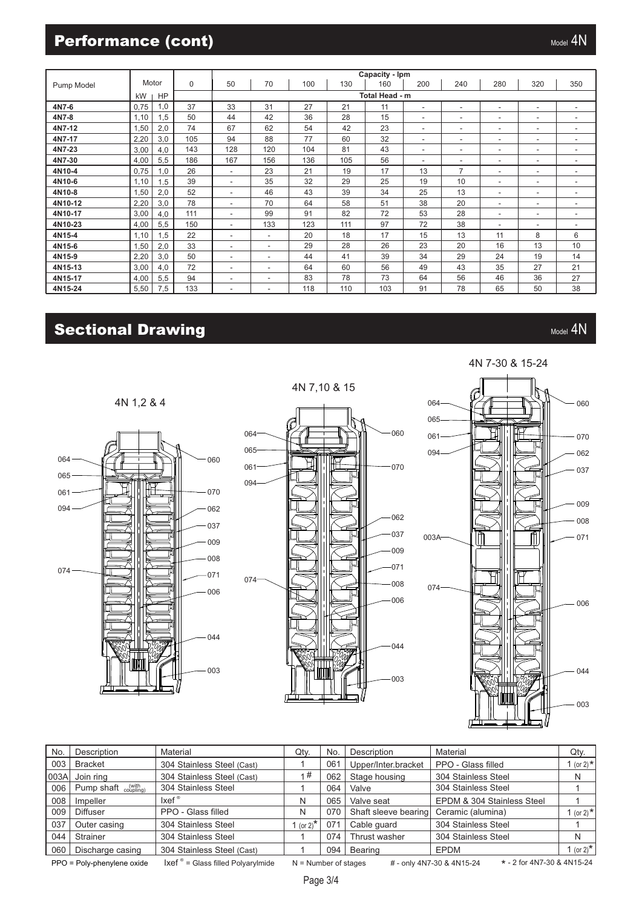## Performance (cont)

Model 4N

| Pump Model | Motor | | Capacity - lpm | | | | | | | | | | | |
|---|---|---|---|---|---|---|---|---|---|---|---|---|---|---|
| | | | 0 | 50 | 70 | 100 | 130 | 160 | 200 | 240 | 280 | 320 | 350 |
| | kW | HP | Total Head - m | | | | | | | | | | | |
| 4N7-6 | 0,75 | 1,0 | 37 | 33 | 31 | 27 | 21 | 11 | - | - | - | - | - |
| 4N7-8 | 1,10 | 1,5 | 50 | 44 | 42 | 36 | 28 | 15 | - | - | - | - | - |
| 4N7-12 | 1,50 | 2,0 | 74 | 67 | 62 | 54 | 42 | 23 | - | - | - | - | - |
| 4N7-17 | 2,20 | 3,0 | 105 | 94 | 88 | 77 | 60 | 32 | - | - | - | - | - |
| 4N7-23 | 3,00 | 4,0 | 143 | 128 | 120 | 104 | 81 | 43 | - | - | - | - | - |
| 4N7-30 | 4,00 | 5,5 | 186 | 167 | 156 | 136 | 105 | 56 | - | - | - | - | - |
| 4N10-4 | 0,75 | 1,0 | 26 | - | 23 | 21 | 19 | 17 | 13 | 7 | - | - | - |
| 4N10-6 | 1,10 | 1,5 | 39 | - | 35 | 32 | 29 | 25 | 19 | 10 | - | - | - |
| 4N10-8 | 1,50 | 2,0 | 52 | - | 46 | 43 | 39 | 34 | 25 | 13 | - | - | - |
| 4N10-12 | 2,20 | 3,0 | 78 | - | 70 | 64 | 58 | 51 | 38 | 20 | - | - | - |
| 4N10-17 | 3,00 | 4,0 | 111 | - | 99 | 91 | 82 | 72 | 53 | 28 | - | - | - |
| 4N10-23 | 4,00 | 5,5 | 150 | - | 133 | 123 | 111 | 97 | 72 | 38 | - | - | - |
| 4N15-4 | 1,10 | 1,5 | 22 | - | - | 20 | 18 | 17 | 15 | 13 | 11 | 8 | 6 |
| 4N15-6 | 1,50 | 2,0 | 33 | - | - | 29 | 28 | 26 | 23 | 20 | 16 | 13 | 10 |
| 4N15-9 | 2,20 | 3,0 | 50 | - | - | 44 | 41 | 39 | 34 | 29 | 24 | 19 | 14 |
| 4N15-13 | 3,00 | 4,0 | 72 | - | - | 64 | 60 | 56 | 49 | 43 | 35 | 27 | 21 |
| 4N15-17 | 4,00 | 5,5 | 94 | - | - | 83 | 78 | 73 | 64 | 56 | 46 | 36 | 27 |
| 4N15-24 | 5,50 | 7,5 | 133 | - | - | 118 | 110 | 103 | 91 | 78 | 65 | 50 | 38 |

## Sectional Drawing

Model 4N

4N 1,2 & 4

4N 7,10 & 15

4N 7-30 & 15-24

| No. | Description | Material | Qty. | No. | Description | Material | Qty. |
|---|---|---|---|---|---|---|---|
| 003 | Bracket | 304 Stainless Steel (Cast) | 1 | 061 | Upper/Inter.bracket | PPO - Glass filled | 1 (or 2)* |
| 003A | Join ring | 304 Stainless Steel (Cast) | 1# | 062 | Stage housing | 304 Stainless Steel | N |
| 006 | Pump shaft (with coupling) | 304 Stainless Steel | 1 | 064 | Valve | 304 Stainless Steel | 1 |
| 008 | Impeller | Ixef® | N | 065 | Valve seat | EPDM & 304 Stainless Steel | 1 |
| 009 | Diffuser | PPO - Glass filled | N | 070 | Shaft sleeve bearing | Ceramic (alumina) | 1 (or 2)* |
| 037 | Outer casing | 304 Stainless Steel | 1 (or 2)* | 071 | Cable guard | 304 Stainless Steel | 1 |
| 044 | Strainer | 304 Stainless Steel | 1 | 074 | Thrust washer | 304 Stainless Steel | N |
| 060 | Discharge casing | 304 Stainless Steel (Cast) | 1 | 094 | Bearing | EPDM | 1 (or 2)* |

PPO = Poly-phenylene oxide  Ixef® = Glass filled Polyarylmide  N = Number of stages  # - only 4N7-30 & 4N15-24  * - 2 for 4N7-30 & 4N15-24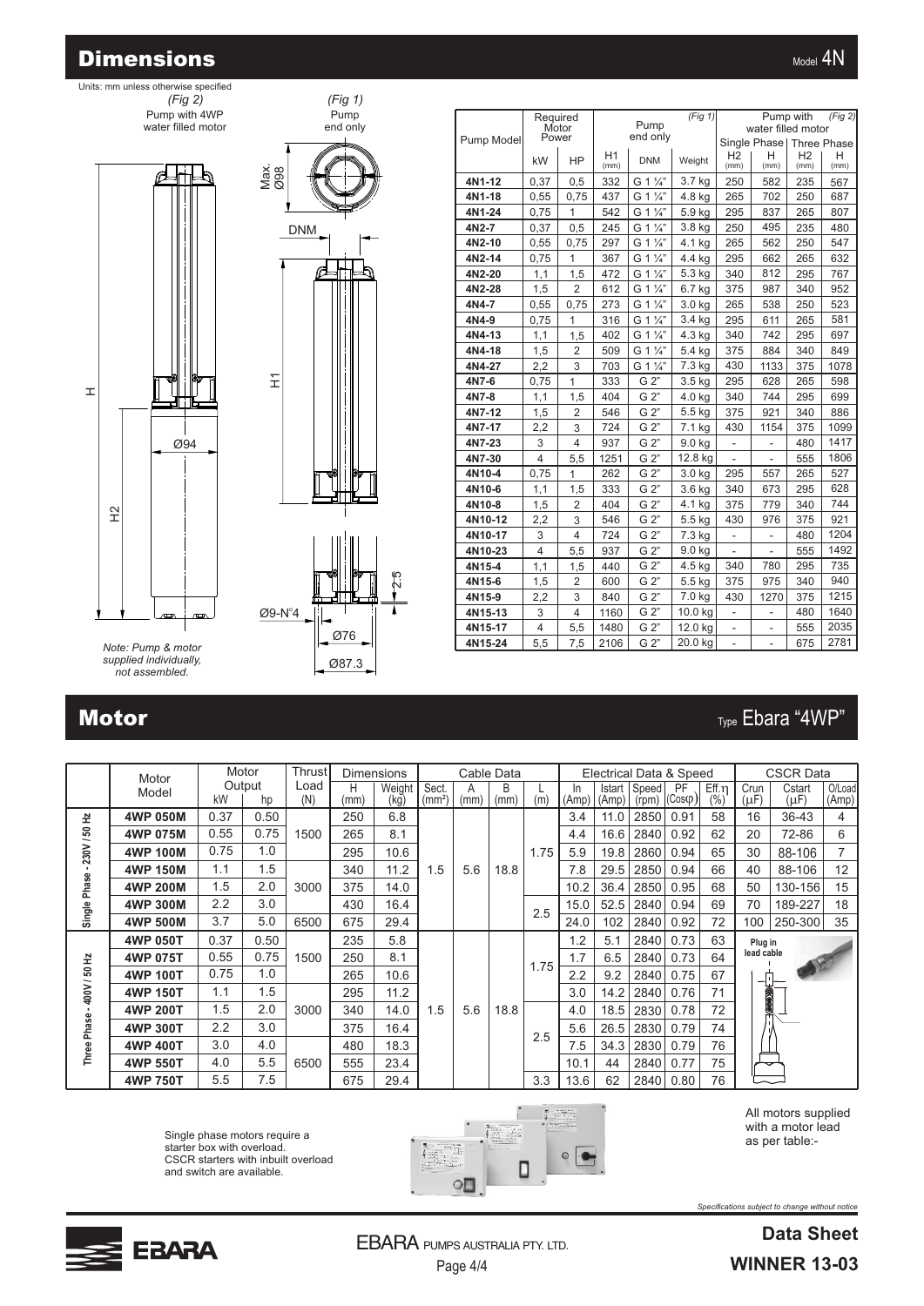# Dimensions

Model 4N

Units: mm unless otherwise specified

(Fig 2)
Pump with 4WP water filled motor

(Fig 1)
Pump end only

Max. Ø98

DNM

H

H1

H2

Ø94

2.5

Ø9-N°4

Ø76

Ø87.3

*Note: Pump & motor supplied individually, not assembled.*

| Pump Model | Required Motor Power | | Pump end only (Fig 1) | | | Pump with water filled motor (Fig 2) | | | |
|---|---|---|---|---|---|---|---|---|---|
| | | | | | | Single Phase | | Three Phase | |
| | kW | HP | H1 (mm) | DNM | Weight | H2 (mm) | H (mm) | H2 (mm) | H (mm) |
| **4N1-12** | 0,37 | 0,5 | 332 | G 1 ¼" | 3.7 kg | 250 | 582 | 235 | 567 |
| **4N1-18** | 0,55 | 0,75 | 437 | G 1 ¼" | 4.8 kg | 265 | 702 | 250 | 687 |
| **4N1-24** | 0,75 | 1 | 542 | G 1 ¼" | 5.9 kg | 295 | 837 | 265 | 807 |
| **4N2-7** | 0,37 | 0,5 | 245 | G 1 ¼" | 3.8 kg | 250 | 495 | 235 | 480 |
| **4N2-10** | 0,55 | 0,75 | 297 | G 1 ¼" | 4.1 kg | 265 | 562 | 250 | 547 |
| **4N2-14** | 0,75 | 1 | 367 | G 1 ¼" | 4.4 kg | 295 | 662 | 265 | 632 |
| **4N2-20** | 1,1 | 1,5 | 472 | G 1 ¼" | 5.3 kg | 340 | 812 | 295 | 767 |
| **4N2-28** | 1,5 | 2 | 612 | G 1 ¼" | 6.7 kg | 375 | 987 | 340 | 952 |
| **4N4-7** | 0,55 | 0,75 | 273 | G 1 ¼" | 3.0 kg | 265 | 538 | 250 | 523 |
| **4N4-9** | 0,75 | 1 | 316 | G 1 ¼" | 3.4 kg | 295 | 611 | 265 | 581 |
| **4N4-13** | 1,1 | 1,5 | 402 | G 1 ¼" | 4.3 kg | 340 | 742 | 295 | 697 |
| **4N4-18** | 1,5 | 2 | 509 | G 1 ¼" | 5.4 kg | 375 | 884 | 340 | 849 |
| **4N4-27** | 2,2 | 3 | 703 | G 1 ¼" | 7.3 kg | 430 | 1133 | 375 | 1078 |
| **4N7-6** | 0,75 | 1 | 333 | G 2" | 3.5 kg | 295 | 628 | 265 | 598 |
| **4N7-8** | 1,1 | 1,5 | 404 | G 2" | 4.0 kg | 340 | 744 | 295 | 699 |
| **4N7-12** | 1,5 | 2 | 546 | G 2" | 5.5 kg | 375 | 921 | 340 | 886 |
| **4N7-17** | 2,2 | 3 | 724 | G 2" | 7.1 kg | 430 | 1154 | 375 | 1099 |
| **4N7-23** | 3 | 4 | 937 | G 2" | 9.0 kg | - | - | 480 | 1417 |
| **4N7-30** | 4 | 5,5 | 1251 | G 2" | 12.8 kg | - | - | 555 | 1806 |
| **4N10-4** | 0,75 | 1 | 262 | G 2" | 3.0 kg | 295 | 557 | 265 | 527 |
| **4N10-6** | 1,1 | 1,5 | 333 | G 2" | 3.6 kg | 340 | 673 | 295 | 628 |
| **4N10-8** | 1,5 | 2 | 404 | G 2" | 4.1 kg | 375 | 779 | 340 | 744 |
| **4N10-12** | 2,2 | 3 | 546 | G 2" | 5.5 kg | 430 | 976 | 375 | 921 |
| **4N10-17** | 3 | 4 | 724 | G 2" | 7.3 kg | - | - | 480 | 1204 |
| **4N10-23** | 4 | 5,5 | 937 | G 2" | 9.0 kg | - | - | 555 | 1492 |
| **4N15-4** | 1,1 | 1,5 | 440 | G 2" | 4.5 kg | 340 | 780 | 295 | 735 |
| **4N15-6** | 1,5 | 2 | 600 | G 2" | 5.5 kg | 375 | 975 | 340 | 940 |
| **4N15-9** | 2,2 | 3 | 840 | G 2" | 7.0 kg | 430 | 1270 | 375 | 1215 |
| **4N15-13** | 3 | 4 | 1160 | G 2" | 10.0 kg | - | - | 480 | 1640 |
| **4N15-17** | 4 | 5,5 | 1480 | G 2" | 12.0 kg | - | - | 555 | 2035 |
| **4N15-24** | 5,5 | 7,5 | 2106 | G 2" | 20.0 kg | - | - | 675 | 2781 |

# Motor

Type Ebara "4WP"

| | Motor Model | Motor Output | | Thrust Load | Dimensions | | Cable Data | | | | Electrical Data & Speed | | | | | CSCR Data | | |
|---|---|---|---|---|---|---|---|---|---|---|---|---|---|---|---|---|---|---|
| | | kW | hp | (N) | H (mm) | Weight (kg) | Sect. (mm²) | A (mm) | B (mm) | L (m) | In (Amp) | Istart (Amp) | Speed (rpm) | PF (Cosφ) | Eff.η (%) | Crun (μF) | Cstart (μF) | O/Load (Amp) |
| Single Phase - 230V / 50 Hz | **4WP 050M** | 0.37 | 0.50 | 1500 | 250 | 6.8 | 1.5 | 5.6 | 18.8 | 1.75 | 3.4 | 11.0 | 2850 | 0.91 | 58 | 16 | 36-43 | 4 |
| | **4WP 075M** | 0.55 | 0.75 | | 265 | 8.1 | | | | | 4.4 | 16.6 | 2840 | 0.92 | 62 | 20 | 72-86 | 6 |
| | **4WP 100M** | 0.75 | 1.0 | | 295 | 10.6 | | | | | 5.9 | 19.8 | 2860 | 0.94 | 65 | 30 | 88-106 | 7 |
| | **4WP 150M** | 1.1 | 1.5 | 3000 | 340 | 11.2 | | | | | 7.8 | 29.5 | 2850 | 0.94 | 66 | 40 | 88-106 | 12 |
| | **4WP 200M** | 1.5 | 2.0 | | 375 | 14.0 | | | | | 10.2 | 36.4 | 2850 | 0.95 | 68 | 50 | 130-156 | 15 |
| | **4WP 300M** | 2.2 | 3.0 | | 430 | 16.4 | | | | 2.5 | 15.0 | 52.5 | 2840 | 0.94 | 69 | 70 | 189-227 | 18 |
| | **4WP 500M** | 3.7 | 5.0 | 6500 | 675 | 29.4 | | | | | 24.0 | 102 | 2840 | 0.92 | 72 | 100 | 250-300 | 35 |
| Three Phase - 400V / 50 Hz | **4WP 050T** | 0.37 | 0.50 | 1500 | 235 | 5.8 | 1.5 | 5.6 | 18.8 | 1.75 | 1.2 | 5.1 | 2840 | 0.73 | 63 | Plug in lead cable | | |
| | **4WP 075T** | 0.55 | 0.75 | | 250 | 8.1 | | | | | 1.7 | 6.5 | 2840 | 0.73 | 64 | | | |
| | **4WP 100T** | 0.75 | 1.0 | | 265 | 10.6 | | | | | 2.2 | 9.2 | 2840 | 0.75 | 67 | | | |
| | **4WP 150T** | 1.1 | 1.5 | 3000 | 295 | 11.2 | | | | | 3.0 | 14.2 | 2840 | 0.76 | 71 | | | |
| | **4WP 200T** | 1.5 | 2.0 | | 340 | 14.0 | | | | 2.5 | 4.0 | 18.5 | 2830 | 0.78 | 72 | | | |
| | **4WP 300T** | 2.2 | 3.0 | | 375 | 16.4 | | | | | 5.6 | 26.5 | 2830 | 0.79 | 74 | | | |
| | **4WP 400T** | 3.0 | 4.0 | 6500 | 480 | 18.3 | | | | | 7.5 | 34.3 | 2830 | 0.79 | 76 | | | |
| | **4WP 550T** | 4.0 | 5.5 | | 555 | 23.4 | | | | | 10.1 | 44 | 2840 | 0.77 | 75 | | | |
| | **4WP 750T** | 5.5 | 7.5 | | 675 | 29.4 | | | | 3.3 | 13.6 | 62 | 2840 | 0.80 | 76 | | | |

Single phase motors require a starter box with overload. CSCR starters with inbuilt overload and switch are available.

All motors supplied with a motor lead as per table:-

*Specifications subject to change without notice*

EBARA PUMPS AUSTRALIA PTY. LTD.

**Data Sheet**
**WINNER 13-03**